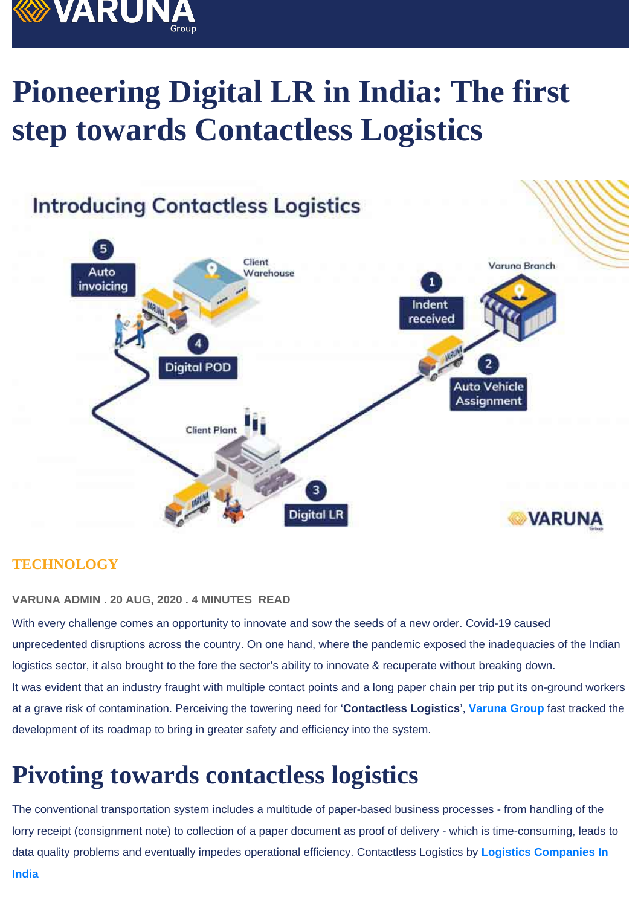# Pioneering Digital LR in India: The first step towards Contactless Logistics

TECHNOLOGY

VARUNA ADMIN . 20 AUG, 2020 . 4 MINUTES READ

With every challenge comes an opportunity to innovate and sow the seeds of a new order. Covid-19 caused unprecedented disruptions across the country. On one hand, where the pandemic exposed the inadequacies of the Indian logistics sector, it also brought to the fore the sector's ability to innovate & recuperate without breaking down.

It was evident that an industry fraught with multiple contact points and a long paper chain per trip put its on-ground workers at a grave risk of contamination. Perceiving the towering need for '**Contactless Logistics**', **Varuna Group** fast tracked the development of its roadmap to bring in greater safety and efficiency into the system.

## Pivoting towards contactless logistics

The conventional transportation system includes a multitude of paper-based business processes - from handling of the lorry receipt (consignment note) to collection of a paper document as proof of delivery - which is time-consuming, leads to data quality problems and eventually impedes operational efficiency. Contactless Logistics by **Logistics Companies In India**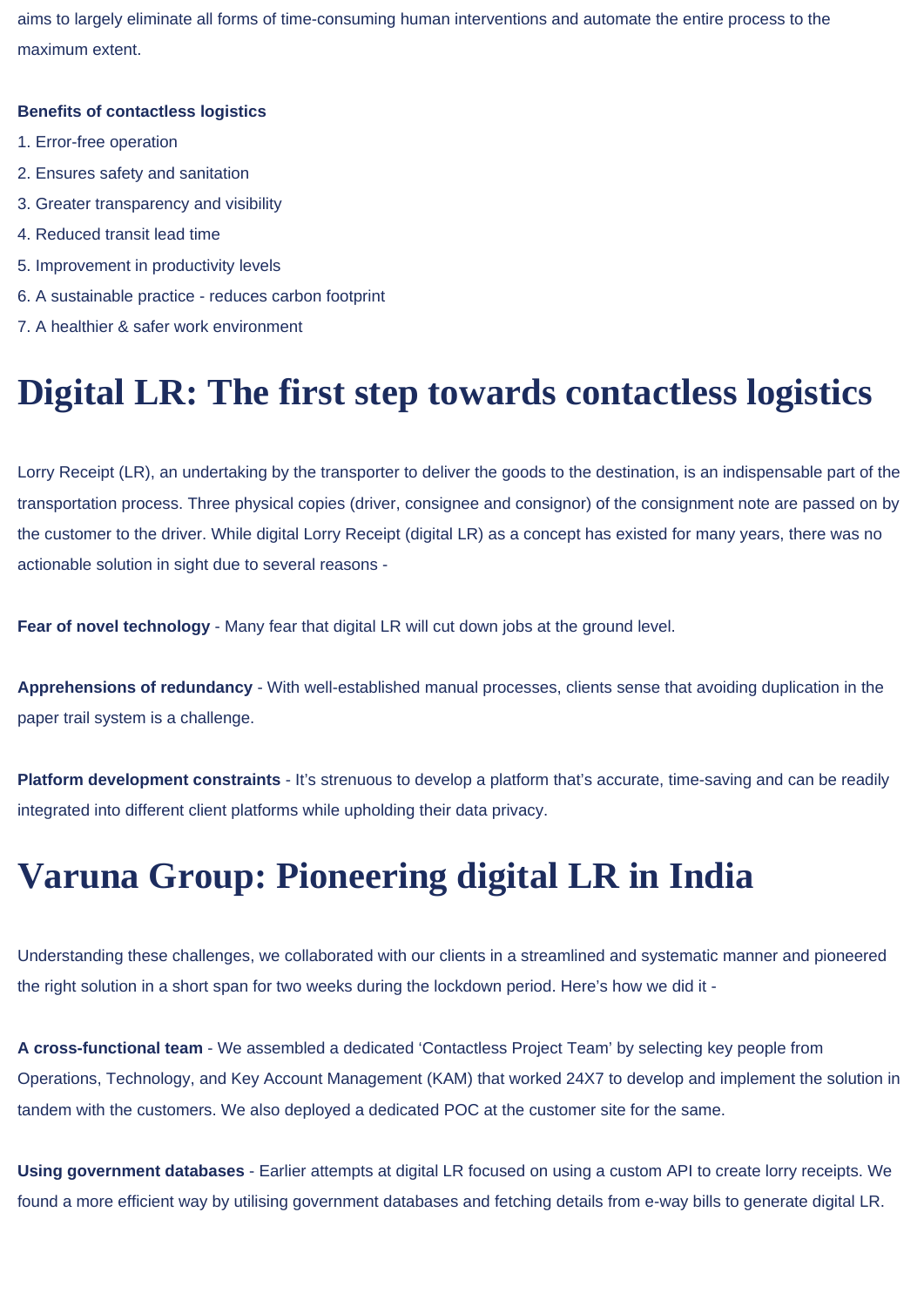aims to largely eliminate all forms of time-consuming human interventions and automate the entire process to the maximum extent.

**Benefits of contactless logistics**

1. Error-free operation
2. Ensures safety and sanitation
3. Greater transparency and visibility
4. Reduced transit lead time
5. Improvement in productivity levels
6. A sustainable practice - reduces carbon footprint
7. A healthier & safer work environment

# Digital LR: The first step towards contactless logistics

Lorry Receipt (LR), an undertaking by the transporter to deliver the goods to the destination, is an indispensable part of the transportation process. Three physical copies (driver, consignee and consignor) of the consignment note are passed on by the customer to the driver. While digital Lorry Receipt (digital LR) as a concept has existed for many years, there was no actionable solution in sight due to several reasons -

**Fear of novel technology** - Many fear that digital LR will cut down jobs at the ground level.

**Apprehensions of redundancy** - With well-established manual processes, clients sense that avoiding duplication in the paper trail system is a challenge.

**Platform development constraints** - It's strenuous to develop a platform that's accurate, time-saving and can be readily integrated into different client platforms while upholding their data privacy.

# Varuna Group: Pioneering digital LR in India

Understanding these challenges, we collaborated with our clients in a streamlined and systematic manner and pioneered the right solution in a short span for two weeks during the lockdown period. Here's how we did it -

**A cross-functional team** - We assembled a dedicated 'Contactless Project Team' by selecting key people from Operations, Technology, and Key Account Management (KAM) that worked 24X7 to develop and implement the solution in tandem with the customers. We also deployed a dedicated POC at the customer site for the same.

**Using government databases** - Earlier attempts at digital LR focused on using a custom API to create lorry receipts. We found a more efficient way by utilising government databases and fetching details from e-way bills to generate digital LR.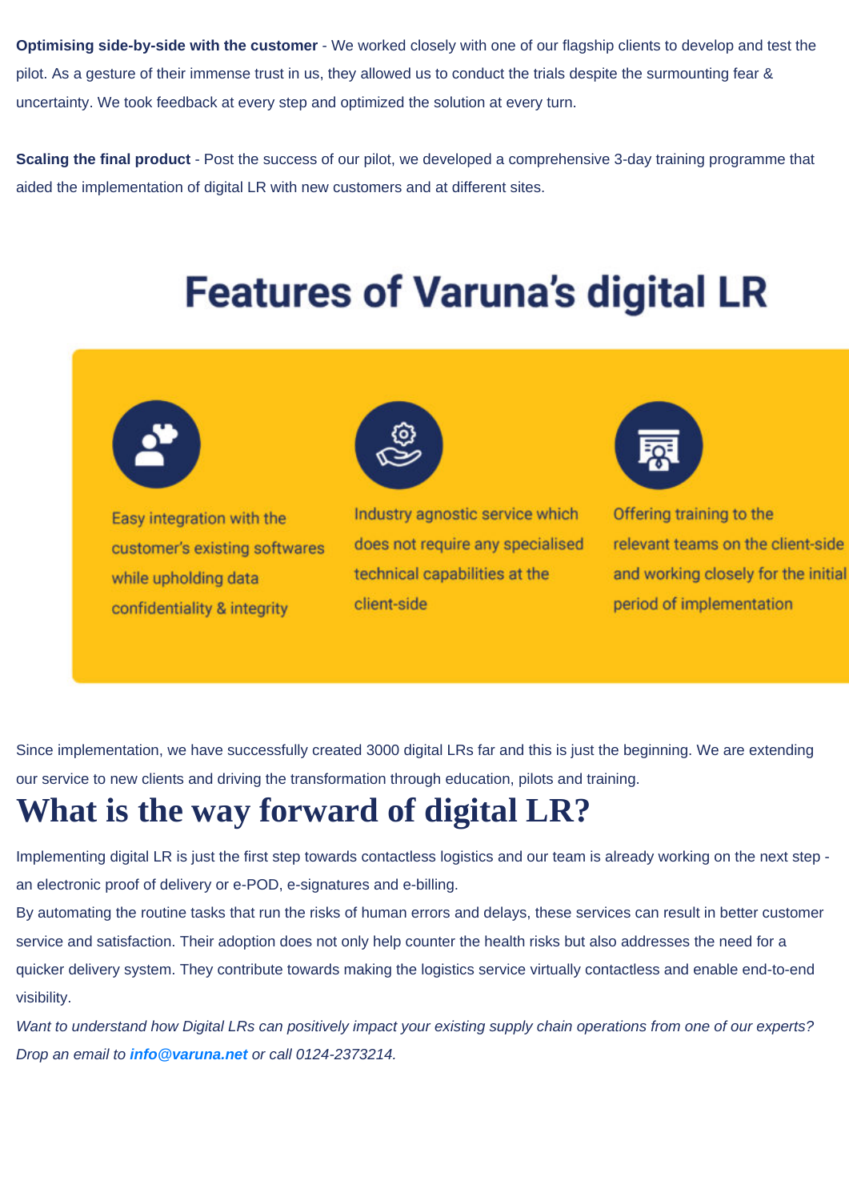**Optimising side-by-side with the customer** - We worked closely with one of our flagship clients to develop and test the pilot. As a gesture of their immense trust in us, they allowed us to conduct the trials despite the surmounting fear & uncertainty. We took feedback at every step and optimized the solution at every turn.

**Scaling the final product** - Post the success of our pilot, we developed a comprehensive 3-day training programme that aided the implementation of digital LR with new customers and at different sites.

## Features of Varuna's digital LR

Easy integration with the customer's existing softwares while upholding data confidentiality & integrity

Industry agnostic service which does not require any specialised technical capabilities at the client-side

Offering training to the relevant teams on the client-side and working closely for the initial period of implementation

Since implementation, we have successfully created 3000 digital LRs far and this is just the beginning. We are extending our service to new clients and driving the transformation through education, pilots and training.

# What is the way forward of digital LR?

Implementing digital LR is just the first step towards contactless logistics and our team is already working on the next step - an electronic proof of delivery or e-POD, e-signatures and e-billing.

By automating the routine tasks that run the risks of human errors and delays, these services can result in better customer service and satisfaction. Their adoption does not only help counter the health risks but also addresses the need for a quicker delivery system. They contribute towards making the logistics service virtually contactless and enable end-to-end visibility.

*Want to understand how Digital LRs can positively impact your existing supply chain operations from one of our experts? Drop an email to* ***info@varuna.net*** *or call 0124-2373214.*